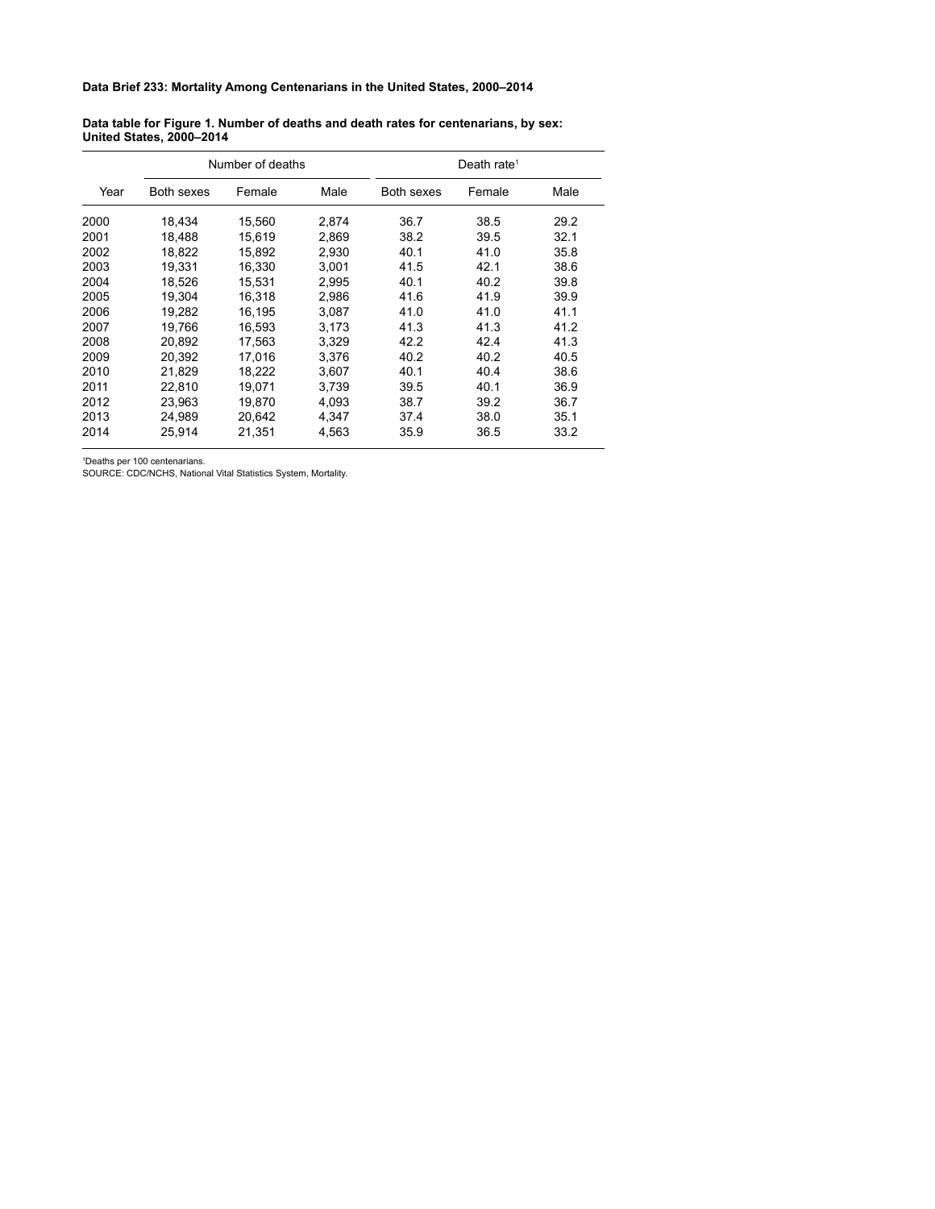**Data Brief 233: Mortality Among Centenarians in the United States, 2000–2014**

**Data table for Figure 1. Number of deaths and death rates for centenarians, by sex: United States, 2000–2014**

| Year | Number of deaths | | | Death rate[1] | | |
|---|---|---|---|---|---|---|
| | Both sexes | Female | Male | Both sexes | Female | Male |
| 2000 | 18,434 | 15,560 | 2,874 | 36.7 | 38.5 | 29.2 |
| 2001 | 18,488 | 15,619 | 2,869 | 38.2 | 39.5 | 32.1 |
| 2002 | 18,822 | 15,892 | 2,930 | 40.1 | 41.0 | 35.8 |
| 2003 | 19,331 | 16,330 | 3,001 | 41.5 | 42.1 | 38.6 |
| 2004 | 18,526 | 15,531 | 2,995 | 40.1 | 40.2 | 39.8 |
| 2005 | 19,304 | 16,318 | 2,986 | 41.6 | 41.9 | 39.9 |
| 2006 | 19,282 | 16,195 | 3,087 | 41.0 | 41.0 | 41.1 |
| 2007 | 19,766 | 16,593 | 3,173 | 41.3 | 41.3 | 41.2 |
| 2008 | 20,892 | 17,563 | 3,329 | 42.2 | 42.4 | 41.3 |
| 2009 | 20,392 | 17,016 | 3,376 | 40.2 | 40.2 | 40.5 |
| 2010 | 21,829 | 18,222 | 3,607 | 40.1 | 40.4 | 38.6 |
| 2011 | 22,810 | 19,071 | 3,739 | 39.5 | 40.1 | 36.9 |
| 2012 | 23,963 | 19,870 | 4,093 | 38.7 | 39.2 | 36.7 |
| 2013 | 24,989 | 20,642 | 4,347 | 37.4 | 38.0 | 35.1 |
| 2014 | 25,914 | 21,351 | 4,563 | 35.9 | 36.5 | 33.2 |

[1]Deaths per 100 centenarians.

SOURCE: CDC/NCHS, National Vital Statistics System, Mortality.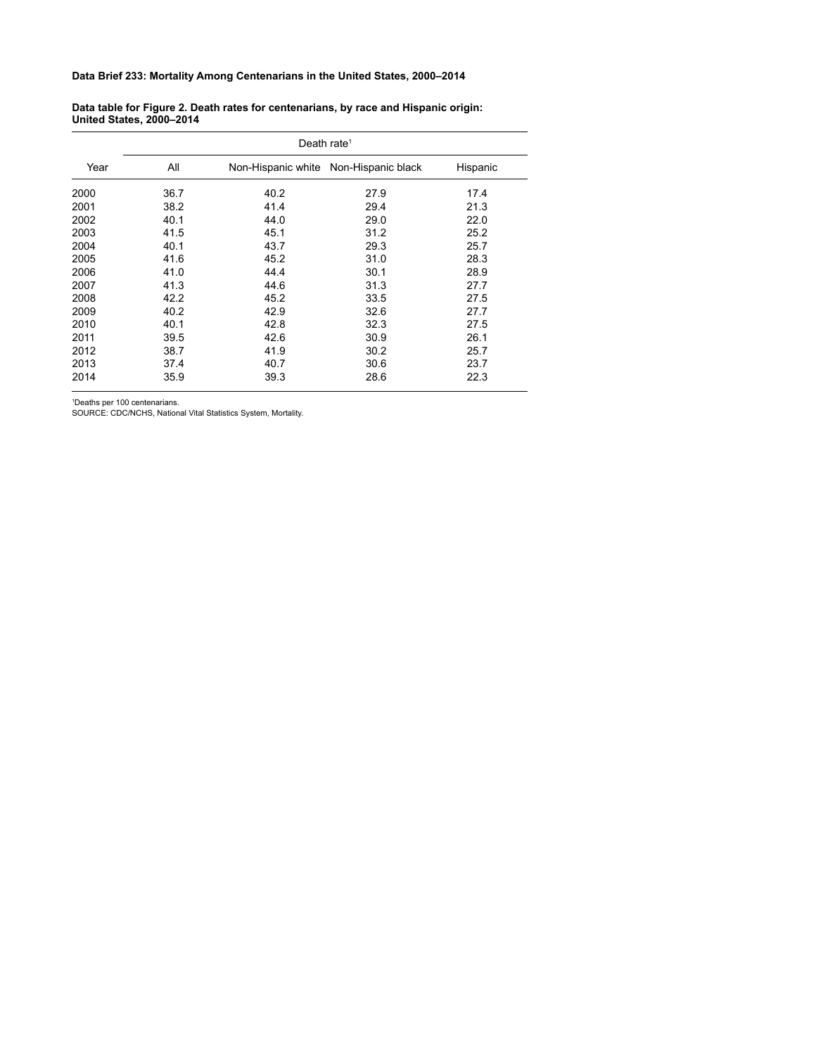**Data Brief 233: Mortality Among Centenarians in the United States, 2000–2014**

**Data table for Figure 2. Death rates for centenarians, by race and Hispanic origin: United States, 2000–2014**

| Year | Death rate[1] | | | |
|---|---|---|---|---|
| | All | Non-Hispanic white | Non-Hispanic black | Hispanic |
| 2000 | 36.7 | 40.2 | 27.9 | 17.4 |
| 2001 | 38.2 | 41.4 | 29.4 | 21.3 |
| 2002 | 40.1 | 44.0 | 29.0 | 22.0 |
| 2003 | 41.5 | 45.1 | 31.2 | 25.2 |
| 2004 | 40.1 | 43.7 | 29.3 | 25.7 |
| 2005 | 41.6 | 45.2 | 31.0 | 28.3 |
| 2006 | 41.0 | 44.4 | 30.1 | 28.9 |
| 2007 | 41.3 | 44.6 | 31.3 | 27.7 |
| 2008 | 42.2 | 45.2 | 33.5 | 27.5 |
| 2009 | 40.2 | 42.9 | 32.6 | 27.7 |
| 2010 | 40.1 | 42.8 | 32.3 | 27.5 |
| 2011 | 39.5 | 42.6 | 30.9 | 26.1 |
| 2012 | 38.7 | 41.9 | 30.2 | 25.7 |
| 2013 | 37.4 | 40.7 | 30.6 | 23.7 |
| 2014 | 35.9 | 39.3 | 28.6 | 22.3 |

[1]Deaths per 100 centenarians.

SOURCE: CDC/NCHS, National Vital Statistics System, Mortality.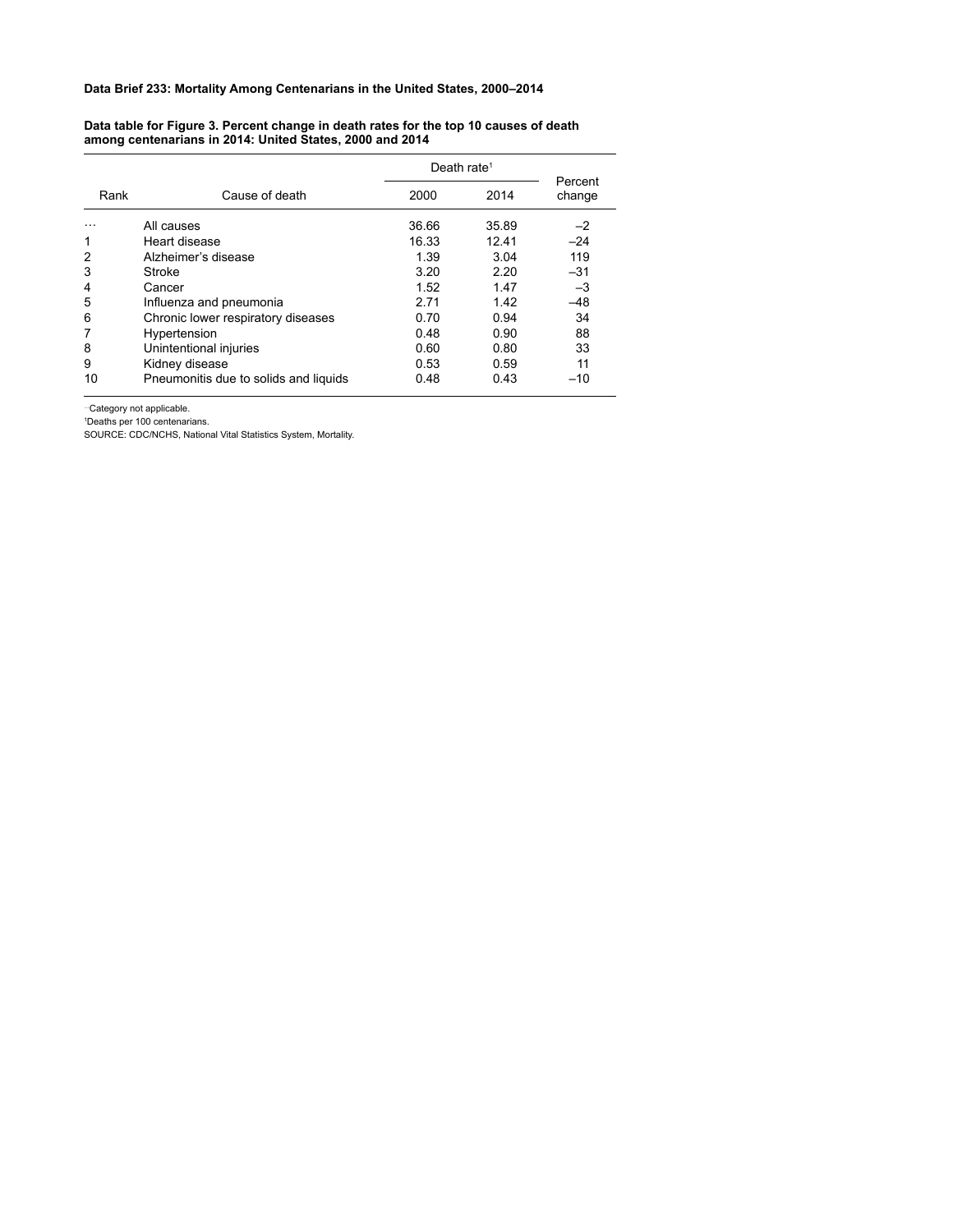**Data Brief 233: Mortality Among Centenarians in the United States, 2000–2014**

**Data table for Figure 3. Percent change in death rates for the top 10 causes of death among centenarians in 2014: United States, 2000 and 2014**

| Rank | Cause of death | Death rate[1] | | Percent change |
|---|---|---|---|---|
| | | 2000 | 2014 | |
| … | All causes | 36.66 | 35.89 | –2 |
| 1 | Heart disease | 16.33 | 12.41 | –24 |
| 2 | Alzheimer's disease | 1.39 | 3.04 | 119 |
| 3 | Stroke | 3.20 | 2.20 | –31 |
| 4 | Cancer | 1.52 | 1.47 | –3 |
| 5 | Influenza and pneumonia | 2.71 | 1.42 | –48 |
| 6 | Chronic lower respiratory diseases | 0.70 | 0.94 | 34 |
| 7 | Hypertension | 0.48 | 0.90 | 88 |
| 8 | Unintentional injuries | 0.60 | 0.80 | 33 |
| 9 | Kidney disease | 0.53 | 0.59 | 11 |
| 10 | Pneumonitis due to solids and liquids | 0.48 | 0.43 | –10 |

… Category not applicable.

[1]Deaths per 100 centenarians.

SOURCE: CDC/NCHS, National Vital Statistics System, Mortality.